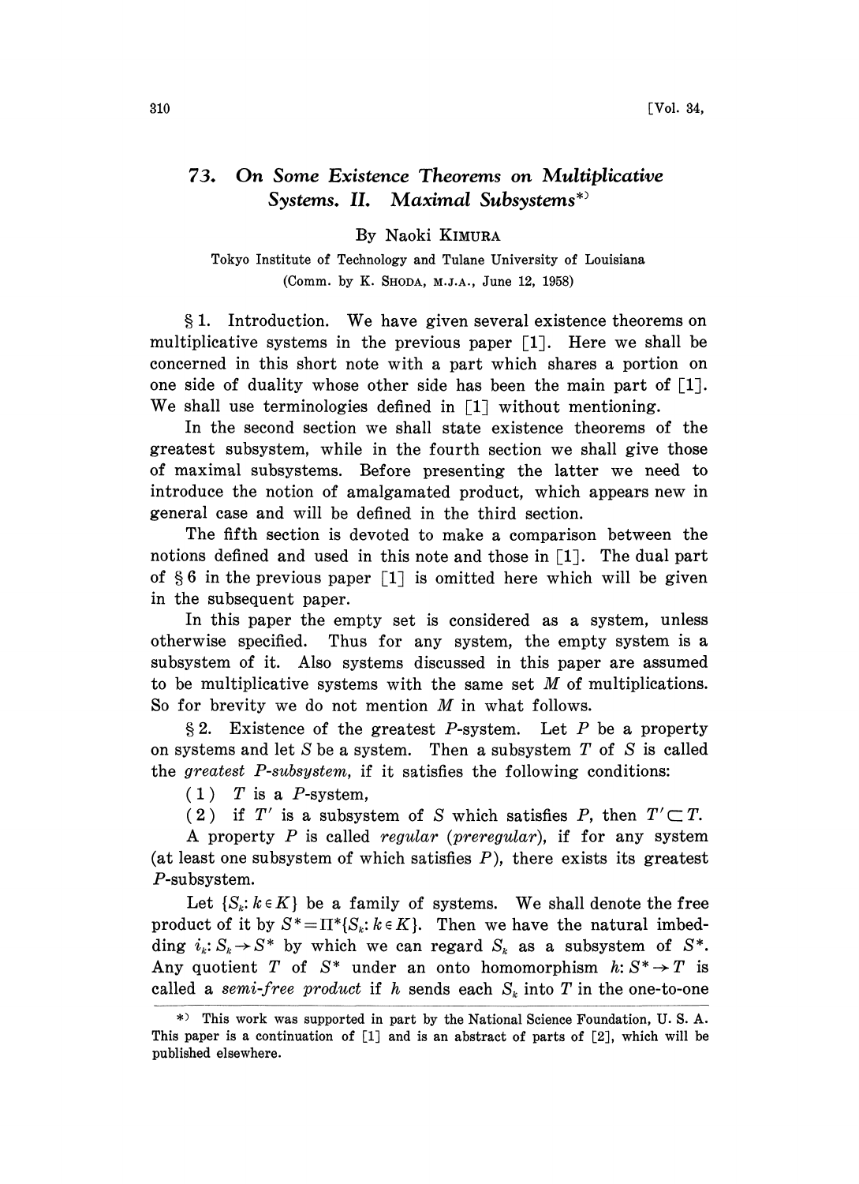# 73. On Some Existence Theorems on Multiplicative Systems. II. Maximal Subsystems*)

By Naoki KIMURA

Tokyo Institute of Technology and Tulane University of Louisiana

(Comm. by K. SHODA, M.J.A., June 12, 1958)

§ 1. Introduction. We have given several existence theorems on multiplicative systems in the previous paper [1]. Here we shall be concerned in this short note with a part which shares a portion on one side of duality whose other side has been the main part of [1]. We shall use terminologies defined in [1] without mentioning.

In the second section we shall state existence theorems of the greatest subsystem, while in the fourth section we shall give those of maximal subsystems. Before presenting the latter we need to introduce the notion of amalgamated product, which appears new in general case and will be defined in the third section.

The fifth section is devoted to make a comparison between the notions defined and used in this note and those in [1]. The dual part of § 6 in the previous paper [1] is omitted here which will be given in the subsequent paper.

In this paper the empty set is considered as a system, unless otherwise specified. Thus for any system, the empty system is a subsystem of it. Also systems discussed in this paper are assumed to be multiplicative systems with the same set $M$ of multiplications. So for brevity we do not mention $M$ in what follows.

§ 2. Existence of the greatest $P$-system. Let $P$ be a property on systems and let $S$ be a system. Then a subsystem $T$ of $S$ is called the *greatest $P$-subsystem*, if it satisfies the following conditions:

(1) $T$ is a $P$-system,

(2) if $T'$ is a subsystem of $S$ which satisfies $P$, then $T' \subset T$.

A property $P$ is called *regular* (*preregular*), if for any system (at least one subsystem of which satisfies $P$), there exists its greatest $P$-subsystem.

Let $\{S_k: k \in K\}$ be a family of systems. We shall denote the free product of it by $S^* = \Pi^*\{S_k: k \in K\}$. Then we have the natural imbedding $i_k: S_k \to S^*$ by which we can regard $S_k$ as a subsystem of $S^*$. Any quotient $T$ of $S^*$ under an onto homomorphism $h: S^* \to T$ is called a *semi-free product* if $h$ sends each $S_k$ into $T$ in the one-to-one

---

*) This work was supported in part by the National Science Foundation, U. S. A. This paper is a continuation of [1] and is an abstract of parts of [2], which will be published elsewhere.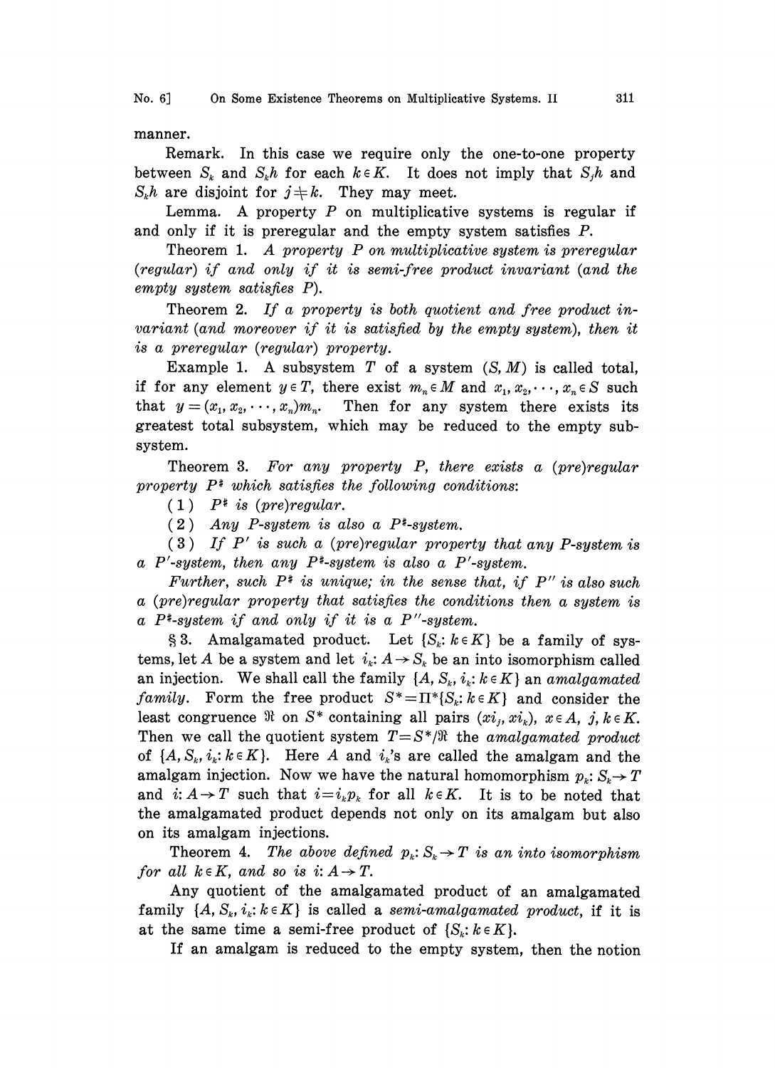manner.

Remark. In this case we require only the one-to-one property between $S_k$ and $S_k h$ for each $k \in K$. It does not imply that $S_j h$ and $S_k h$ are disjoint for $j \neq k$. They may meet.

Lemma. A property $P$ on multiplicative systems is regular if and only if it is preregular and the empty system satisfies $P$.

Theorem 1. *A property $P$ on multiplicative system is preregular (regular) if and only if it is semi-free product invariant (and the empty system satisfies $P$).*

Theorem 2. *If a property is both quotient and free product invariant (and moreover if it is satisfied by the empty system), then it is a preregular (regular) property.*

Example 1. A subsystem $T$ of a system $(S, M)$ is called total, if for any element $y \in T$, there exist $m_n \in M$ and $x_1, x_2, \cdots, x_n \in S$ such that $y = (x_1, x_2, \cdots, x_n)m_n$. Then for any system there exists its greatest total subsystem, which may be reduced to the empty subsystem.

Theorem 3. *For any property $P$, there exists a (pre)regular property $P^\#$ which satisfies the following conditions:*

(1) *$P^\#$ is (pre)regular.*

(2) *Any $P$-system is also a $P^\#$-system.*

(3) *If $P'$ is such a (pre)regular property that any $P$-system is a $P'$-system, then any $P^\#$-system is also a $P'$-system.*

*Further, such $P^\#$ is unique; in the sense that, if $P''$ is also such a (pre)regular property that satisfies the conditions then a system is a $P^\#$-system if and only if it is a $P''$-system.*

§ 3. Amalgamated product. Let $\{S_k : k \in K\}$ be a family of systems, let $A$ be a system and let $i_k : A \to S_k$ be an into isomorphism called an injection. We shall call the family $\{A, S_k, i_k : k \in K\}$ an *amalgamated family*. Form the free product $S^* = \Pi^*\{S_k : k \in K\}$ and consider the least congruence $\mathfrak{R}$ on $S^*$ containing all pairs $(xi_j, xi_k)$, $x \in A$, $j, k \in K$. Then we call the quotient system $T = S^*/\mathfrak{R}$ the *amalgamated product* of $\{A, S_k, i_k : k \in K\}$. Here $A$ and $i_k$'s are called the amalgam and the amalgam injection. Now we have the natural homomorphism $p_k : S_k \to T$ and $i : A \to T$ such that $i = i_k p_k$ for all $k \in K$. It is to be noted that the amalgamated product depends not only on its amalgam but also on its amalgam injections.

Theorem 4. *The above defined $p_k : S_k \to T$ is an into isomorphism for all $k \in K$, and so is $i : A \to T$.*

Any quotient of the amalgamated product of an amalgamated family $\{A, S_k, i_k : k \in K\}$ is called a *semi-amalgamated product*, if it is at the same time a semi-free product of $\{S_k : k \in K\}$.

If an amalgam is reduced to the empty system, then the notion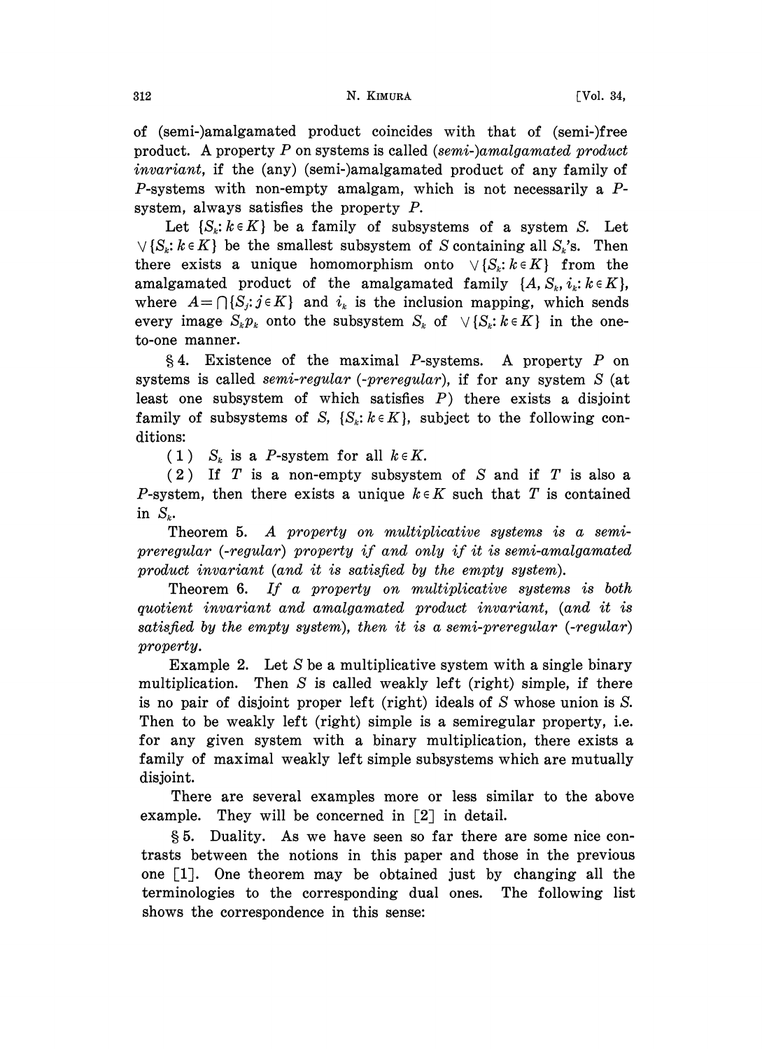of (semi-)amalgamated product coincides with that of (semi-)free product. A property $P$ on systems is called *(semi-)amalgamated product invariant*, if the (any) (semi-)amalgamated product of any family of $P$-systems with non-empty amalgam, which is not necessarily a $P$-system, always satisfies the property $P$.

Let $\{S_k: k \in K\}$ be a family of subsystems of a system $S$. Let $\vee\{S_k: k \in K\}$ be the smallest subsystem of $S$ containing all $S_k$'s. Then there exists a unique homomorphism onto $\vee\{S_k: k \in K\}$ from the amalgamated product of the amalgamated family $\{A, S_k, i_k: k \in K\}$, where $A = \bigcap\{S_j: j \in K\}$ and $i_k$ is the inclusion mapping, which sends every image $S_k p_k$ onto the subsystem $S_k$ of $\vee\{S_k: k \in K\}$ in the one-to-one manner.

§ 4. Existence of the maximal $P$-systems. A property $P$ on systems is called *semi-regular (-preregular)*, if for any system $S$ (at least one subsystem of which satisfies $P$) there exists a disjoint family of subsystems of $S$, $\{S_k: k \in K\}$, subject to the following conditions:

(1) $S_k$ is a $P$-system for all $k \in K$.

(2) If $T$ is a non-empty subsystem of $S$ and if $T$ is also a $P$-system, then there exists a unique $k \in K$ such that $T$ is contained in $S_k$.

Theorem 5. *A property on multiplicative systems is a semi-preregular (-regular) property if and only if it is semi-amalgamated product invariant (and it is satisfied by the empty system).*

Theorem 6. *If a property on multiplicative systems is both quotient invariant and amalgamated product invariant, (and it is satisfied by the empty system), then it is a semi-preregular (-regular) property.*

Example 2. Let $S$ be a multiplicative system with a single binary multiplication. Then $S$ is called weakly left (right) simple, if there is no pair of disjoint proper left (right) ideals of $S$ whose union is $S$. Then to be weakly left (right) simple is a semiregular property, i.e. for any given system with a binary multiplication, there exists a family of maximal weakly left simple subsystems which are mutually disjoint.

There are several examples more or less similar to the above example. They will be concerned in [2] in detail.

§ 5. Duality. As we have seen so far there are some nice contrasts between the notions in this paper and those in the previous one [1]. One theorem may be obtained just by changing all the terminologies to the corresponding dual ones. The following list shows the correspondence in this sense: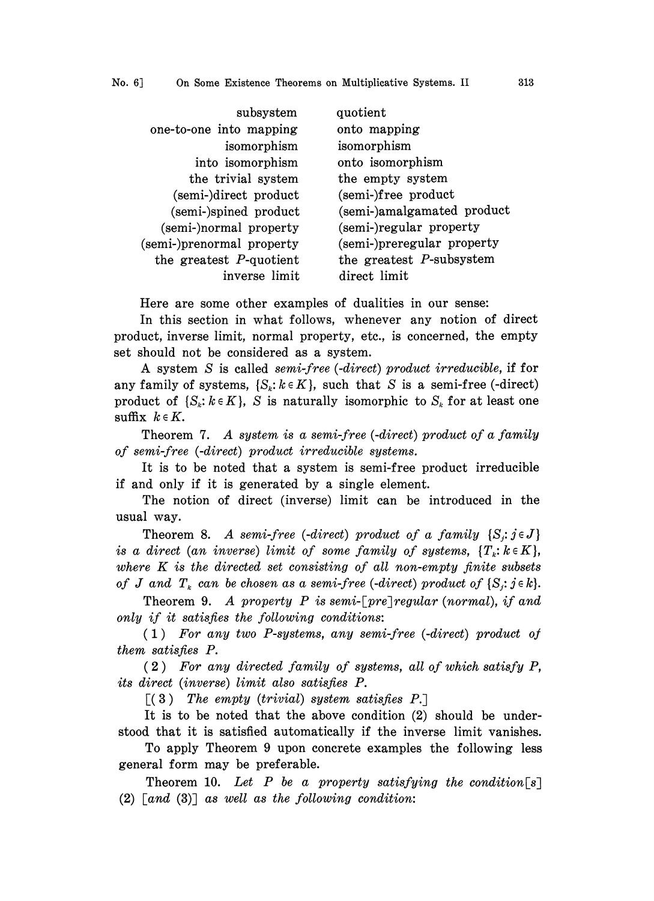| | |
|---|---|
| subsystem | quotient |
| one-to-one into mapping | onto mapping |
| isomorphism | isomorphism |
| into isomorphism | onto isomorphism |
| the trivial system | the empty system |
| (semi-)direct product | (semi-)free product |
| (semi-)spined product | (semi-)amalgamated product |
| (semi-)normal property | (semi-)regular property |
| (semi-)prenormal property | (semi-)preregular property |
| the greatest $P$-quotient | the greatest $P$-subsystem |
| inverse limit | direct limit |

Here are some other examples of dualities in our sense:

In this section in what follows, whenever any notion of direct product, inverse limit, normal property, etc., is concerned, the empty set should not be considered as a system.

A system $S$ is called *semi-free (-direct) product irreducible*, if for any family of systems, $\{S_k: k \in K\}$, such that $S$ is a semi-free (-direct) product of $\{S_k: k \in K\}$, $S$ is naturally isomorphic to $S_k$ for at least one suffix $k \in K$.

Theorem 7. *A system is a semi-free (-direct) product of a family of semi-free (-direct) product irreducible systems.*

It is to be noted that a system is semi-free product irreducible if and only if it is generated by a single element.

The notion of direct (inverse) limit can be introduced in the usual way.

Theorem 8. *A semi-free (-direct) product of a family $\{S_j: j \in J\}$ is a direct (an inverse) limit of some family of systems, $\{T_k: k \in K\}$, where $K$ is the directed set consisting of all non-empty finite subsets of $J$ and $T_k$ can be chosen as a semi-free (-direct) product of $\{S_j: j \in k\}$.*

Theorem 9. *A property $P$ is semi-[pre]regular (normal), if and only if it satisfies the following conditions:*

*(1) For any two $P$-systems, any semi-free (-direct) product of them satisfies $P$.*

*(2) For any directed family of systems, all of which satisfy $P$, its direct (inverse) limit also satisfies $P$.*

*[(3) The empty (trivial) system satisfies $P$.]*

It is to be noted that the above condition (2) should be understood that it is satisfied automatically if the inverse limit vanishes.

To apply Theorem 9 upon concrete examples the following less general form may be preferable.

Theorem 10. *Let $P$ be a property satisfying the condition[s] (2) [and (3)] as well as the following condition:*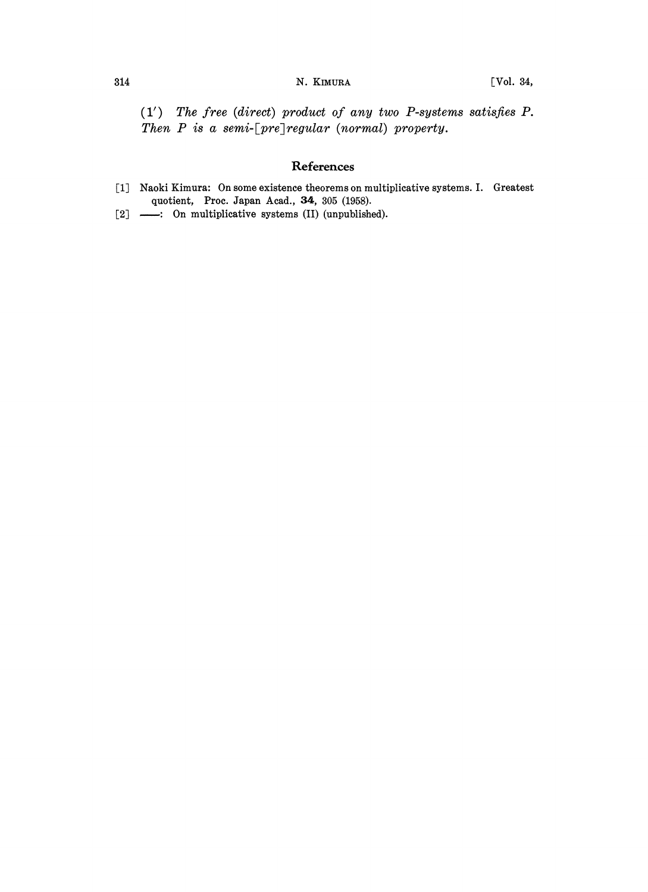(1′) *The free (direct) product of any two P-systems satisfies P. Then P is a semi-[pre]regular (normal) property.*

## References

[1] Naoki Kimura: On some existence theorems on multiplicative systems. I. Greatest quotient, Proc. Japan Acad., **34**, 305 (1958).

[2] ——: On multiplicative systems (II) (unpublished).